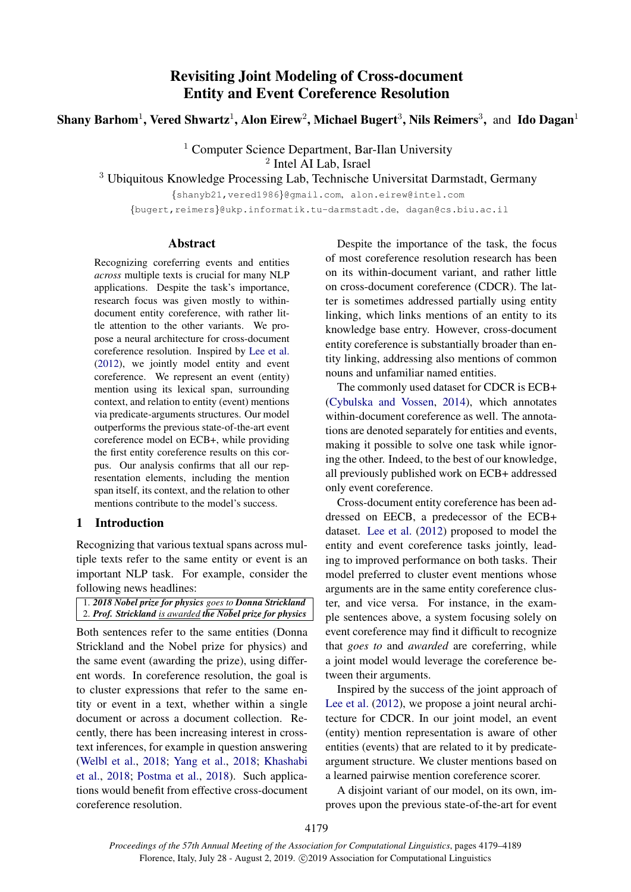# Revisiting Joint Modeling of Cross-document Entity and Event Coreference Resolution

**Shany Barhom**[1], **Vered Shwartz**[1], **Alon Eirew**[2], **Michael Bugert**[3], **Nils Reimers**[3], and **Ido Dagan**[1]

[1] Computer Science Department, Bar-Ilan University
[2] Intel AI Lab, Israel
[3] Ubiquitous Knowledge Processing Lab, Technische Universitat Darmstadt, Germany

{shanyb21,vered1986}@gmail.com, alon.eirew@intel.com
{bugert,reimers}@ukp.informatik.tu-darmstadt.de, dagan@cs.biu.ac.il

## Abstract

Recognizing coreferring events and entities *across* multiple texts is crucial for many NLP applications. Despite the task's importance, research focus was given mostly to within-document entity coreference, with rather little attention to the other variants. We propose a neural architecture for cross-document coreference resolution. Inspired by Lee et al. (2012), we jointly model entity and event coreference. We represent an event (entity) mention using its lexical span, surrounding context, and relation to entity (event) mentions via predicate-arguments structures. Our model outperforms the previous state-of-the-art event coreference model on ECB+, while providing the first entity coreference results on this corpus. Our analysis confirms that all our representation elements, including the mention span itself, its context, and the relation to other mentions contribute to the model's success.

## 1 Introduction

Recognizing that various textual spans across multiple texts refer to the same entity or event is an important NLP task. For example, consider the following news headlines:

| |
|---|
| 1. ***2018 Nobel prize for physics*** *goes to* ***Donna Strickland*** |
| 2. ***Prof. Strickland*** *is awarded* ***the Nobel prize for physics*** |

Both sentences refer to the same entities (Donna Strickland and the Nobel prize for physics) and the same event (awarding the prize), using different words. In coreference resolution, the goal is to cluster expressions that refer to the same entity or event in a text, whether within a single document or across a document collection. Recently, there has been increasing interest in cross-text inferences, for example in question answering (Welbl et al., 2018; Yang et al., 2018; Khashabi et al., 2018; Postma et al., 2018). Such applications would benefit from effective cross-document coreference resolution.

Despite the importance of the task, the focus of most coreference resolution research has been on its within-document variant, and rather little on cross-document coreference (CDCR). The latter is sometimes addressed partially using entity linking, which links mentions of an entity to its knowledge base entry. However, cross-document entity coreference is substantially broader than entity linking, addressing also mentions of common nouns and unfamiliar named entities.

The commonly used dataset for CDCR is ECB+ (Cybulska and Vossen, 2014), which annotates within-document coreference as well. The annotations are denoted separately for entities and events, making it possible to solve one task while ignoring the other. Indeed, to the best of our knowledge, all previously published work on ECB+ addressed only event coreference.

Cross-document entity coreference has been addressed on EECB, a predecessor of the ECB+ dataset. Lee et al. (2012) proposed to model the entity and event coreference tasks jointly, leading to improved performance on both tasks. Their model preferred to cluster event mentions whose arguments are in the same entity coreference cluster, and vice versa. For instance, in the example sentences above, a system focusing solely on event coreference may find it difficult to recognize that *goes to* and *awarded* are coreferring, while a joint model would leverage the coreference between their arguments.

Inspired by the success of the joint approach of Lee et al. (2012), we propose a joint neural architecture for CDCR. In our joint model, an event (entity) mention representation is aware of other entities (events) that are related to it by predicate-argument structure. We cluster mentions based on a learned pairwise mention coreference scorer.

A disjoint variant of our model, on its own, improves upon the previous state-of-the-art for event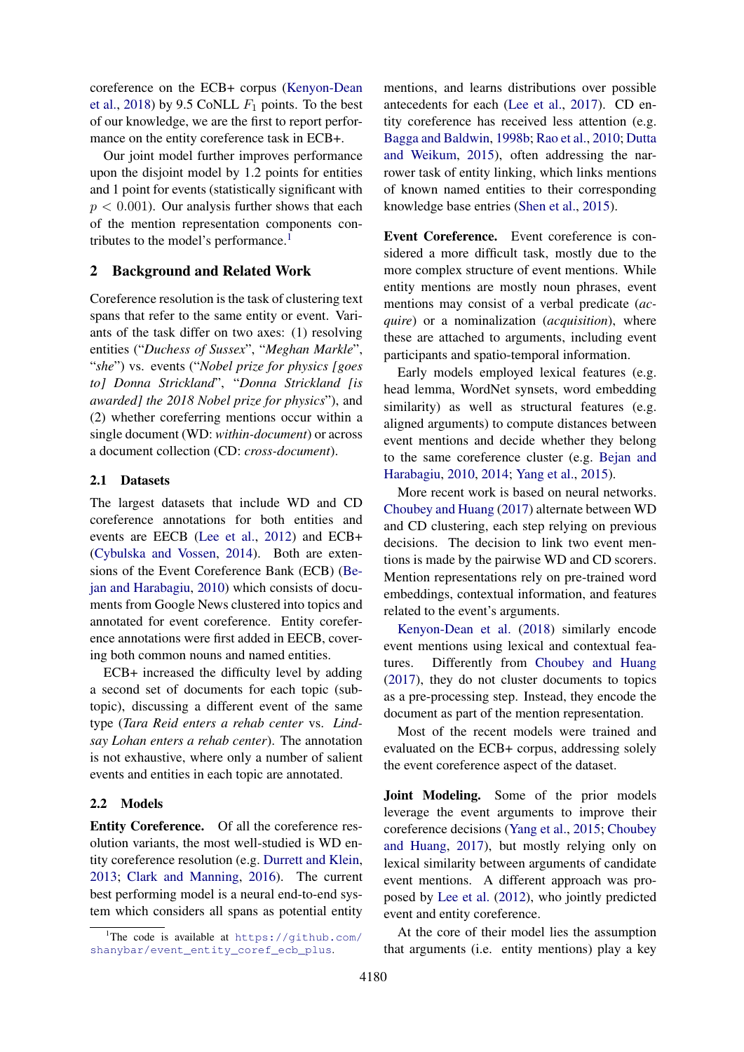coreference on the ECB+ corpus (Kenyon-Dean et al., 2018) by 9.5 CoNLL $F_1$ points. To the best of our knowledge, we are the first to report performance on the entity coreference task in ECB+.

Our joint model further improves performance upon the disjoint model by 1.2 points for entities and 1 point for events (statistically significant with $p < 0.001$). Our analysis further shows that each of the mention representation components contributes to the model's performance.[1]

## 2 Background and Related Work

Coreference resolution is the task of clustering text spans that refer to the same entity or event. Variants of the task differ on two axes: (1) resolving entities ("*Duchess of Sussex*", "*Meghan Markle*", "*she*") vs. events ("*Nobel prize for physics [goes to] Donna Strickland*", "*Donna Strickland [is awarded] the 2018 Nobel prize for physics*"), and (2) whether coreferring mentions occur within a single document (WD: *within-document*) or across a document collection (CD: *cross-document*).

### 2.1 Datasets

The largest datasets that include WD and CD coreference annotations for both entities and events are EECB (Lee et al., 2012) and ECB+ (Cybulska and Vossen, 2014). Both are extensions of the Event Coreference Bank (ECB) (Bejan and Harabagiu, 2010) which consists of documents from Google News clustered into topics and annotated for event coreference. Entity coreference annotations were first added in EECB, covering both common nouns and named entities.

ECB+ increased the difficulty level by adding a second set of documents for each topic (subtopic), discussing a different event of the same type (*Tara Reid enters a rehab center* vs. *Lindsay Lohan enters a rehab center*). The annotation is not exhaustive, where only a number of salient events and entities in each topic are annotated.

### 2.2 Models

**Entity Coreference.** Of all the coreference resolution variants, the most well-studied is WD entity coreference resolution (e.g. Durrett and Klein, 2013; Clark and Manning, 2016). The current best performing model is a neural end-to-end system which considers all spans as potential entity mentions, and learns distributions over possible antecedents for each (Lee et al., 2017). CD entity coreference has received less attention (e.g. Bagga and Baldwin, 1998b; Rao et al., 2010; Dutta and Weikum, 2015), often addressing the narrower task of entity linking, which links mentions of known named entities to their corresponding knowledge base entries (Shen et al., 2015).

**Event Coreference.** Event coreference is considered a more difficult task, mostly due to the more complex structure of event mentions. While entity mentions are mostly noun phrases, event mentions may consist of a verbal predicate (*acquire*) or a nominalization (*acquisition*), where these are attached to arguments, including event participants and spatio-temporal information.

Early models employed lexical features (e.g. head lemma, WordNet synsets, word embedding similarity) as well as structural features (e.g. aligned arguments) to compute distances between event mentions and decide whether they belong to the same coreference cluster (e.g. Bejan and Harabagiu, 2010, 2014; Yang et al., 2015).

More recent work is based on neural networks. Choubey and Huang (2017) alternate between WD and CD clustering, each step relying on previous decisions. The decision to link two event mentions is made by the pairwise WD and CD scorers. Mention representations rely on pre-trained word embeddings, contextual information, and features related to the event's arguments.

Kenyon-Dean et al. (2018) similarly encode event mentions using lexical and contextual features. Differently from Choubey and Huang (2017), they do not cluster documents to topics as a pre-processing step. Instead, they encode the document as part of the mention representation.

Most of the recent models were trained and evaluated on the ECB+ corpus, addressing solely the event coreference aspect of the dataset.

**Joint Modeling.** Some of the prior models leverage the event arguments to improve their coreference decisions (Yang et al., 2015; Choubey and Huang, 2017), but mostly relying only on lexical similarity between arguments of candidate event mentions. A different approach was proposed by Lee et al. (2012), who jointly predicted event and entity coreference.

At the core of their model lies the assumption that arguments (i.e. entity mentions) play a key

[1] The code is available at https://github.com/shanybar/event_entity_coref_ecb_plus.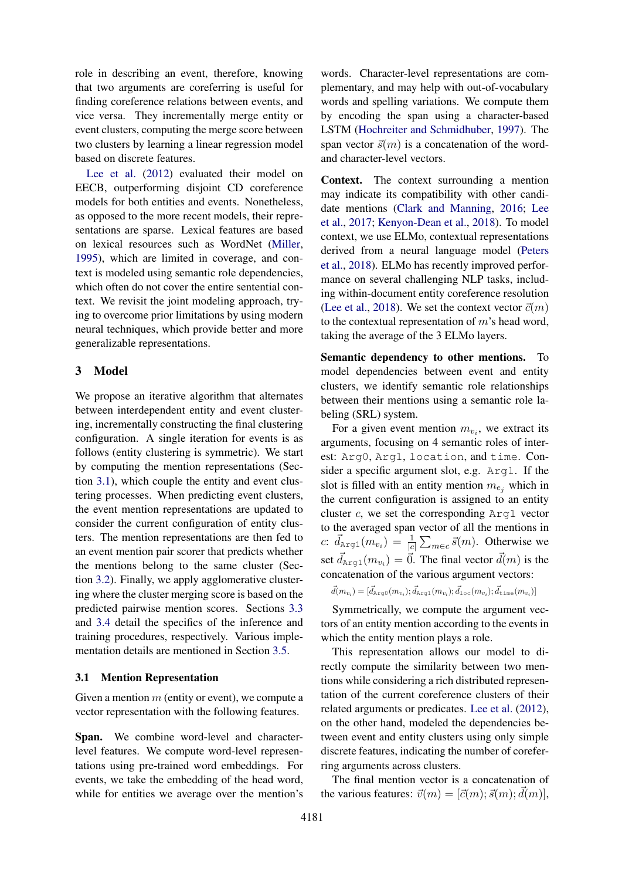role in describing an event, therefore, knowing that two arguments are coreferring is useful for finding coreference relations between events, and vice versa. They incrementally merge entity or event clusters, computing the merge score between two clusters by learning a linear regression model based on discrete features.

Lee et al. (2012) evaluated their model on EECB, outperforming disjoint CD coreference models for both entities and events. Nonetheless, as opposed to the more recent models, their representations are sparse. Lexical features are based on lexical resources such as WordNet (Miller, 1995), which are limited in coverage, and context is modeled using semantic role dependencies, which often do not cover the entire sentential context. We revisit the joint modeling approach, trying to overcome prior limitations by using modern neural techniques, which provide better and more generalizable representations.

## 3 Model

We propose an iterative algorithm that alternates between interdependent entity and event clustering, incrementally constructing the final clustering configuration. A single iteration for events is as follows (entity clustering is symmetric). We start by computing the mention representations (Section 3.1), which couple the entity and event clustering processes. When predicting event clusters, the event mention representations are updated to consider the current configuration of entity clusters. The mention representations are then fed to an event mention pair scorer that predicts whether the mentions belong to the same cluster (Section 3.2). Finally, we apply agglomerative clustering where the cluster merging score is based on the predicted pairwise mention scores. Sections 3.3 and 3.4 detail the specifics of the inference and training procedures, respectively. Various implementation details are mentioned in Section 3.5.

### 3.1 Mention Representation

Given a mention $m$ (entity or event), we compute a vector representation with the following features.

**Span.** We combine word-level and character-level features. We compute word-level representations using pre-trained word embeddings. For events, we take the embedding of the head word, while for entities we average over the mention's words. Character-level representations are complementary, and may help with out-of-vocabulary words and spelling variations. We compute them by encoding the span using a character-based LSTM (Hochreiter and Schmidhuber, 1997). The span vector $\vec{s}(m)$ is a concatenation of the word- and character-level vectors.

**Context.** The context surrounding a mention may indicate its compatibility with other candidate mentions (Clark and Manning, 2016; Lee et al., 2017; Kenyon-Dean et al., 2018). To model context, we use ELMo, contextual representations derived from a neural language model (Peters et al., 2018). ELMo has recently improved performance on several challenging NLP tasks, including within-document entity coreference resolution (Lee et al., 2018). We set the context vector $\vec{c}(m)$ to the contextual representation of $m$'s head word, taking the average of the 3 ELMo layers.

**Semantic dependency to other mentions.** To model dependencies between event and entity clusters, we identify semantic role relationships between their mentions using a semantic role labeling (SRL) system.

For a given event mention $m_{v_i}$, we extract its arguments, focusing on 4 semantic roles of interest: `Arg0`, `Arg1`, `location`, and `time`. Consider a specific argument slot, e.g. `Arg1`. If the slot is filled with an entity mention $m_{e_j}$ which in the current configuration is assigned to an entity cluster $c$, we set the corresponding `Arg1` vector to the averaged span vector of all the mentions in $c$: $\vec{d}_{\texttt{Arg1}}(m_{v_i}) = \frac{1}{|c|}\sum_{m \in c} \vec{s}(m)$. Otherwise we set $\vec{d}_{\texttt{Arg1}}(m_{v_i}) = \vec{0}$. The final vector $\vec{d}(m)$ is the concatenation of the various argument vectors:

$$\vec{d}(m_{v_i}) = [\vec{d}_{\texttt{Arg0}}(m_{v_i}); \vec{d}_{\texttt{Arg1}}(m_{v_i}); \vec{d}_{\texttt{loc}}(m_{v_i}); \vec{d}_{\texttt{time}}(m_{v_i})]$$

Symmetrically, we compute the argument vectors of an entity mention according to the events in which the entity mention plays a role.

This representation allows our model to directly compute the similarity between two mentions while considering a rich distributed representation of the current coreference clusters of their related arguments or predicates. Lee et al. (2012), on the other hand, modeled the dependencies between event and entity clusters using only simple discrete features, indicating the number of coreferring arguments across clusters.

The final mention vector is a concatenation of the various features: $\vec{v}(m) = [\vec{c}(m); \vec{s}(m); \vec{d}(m)]$,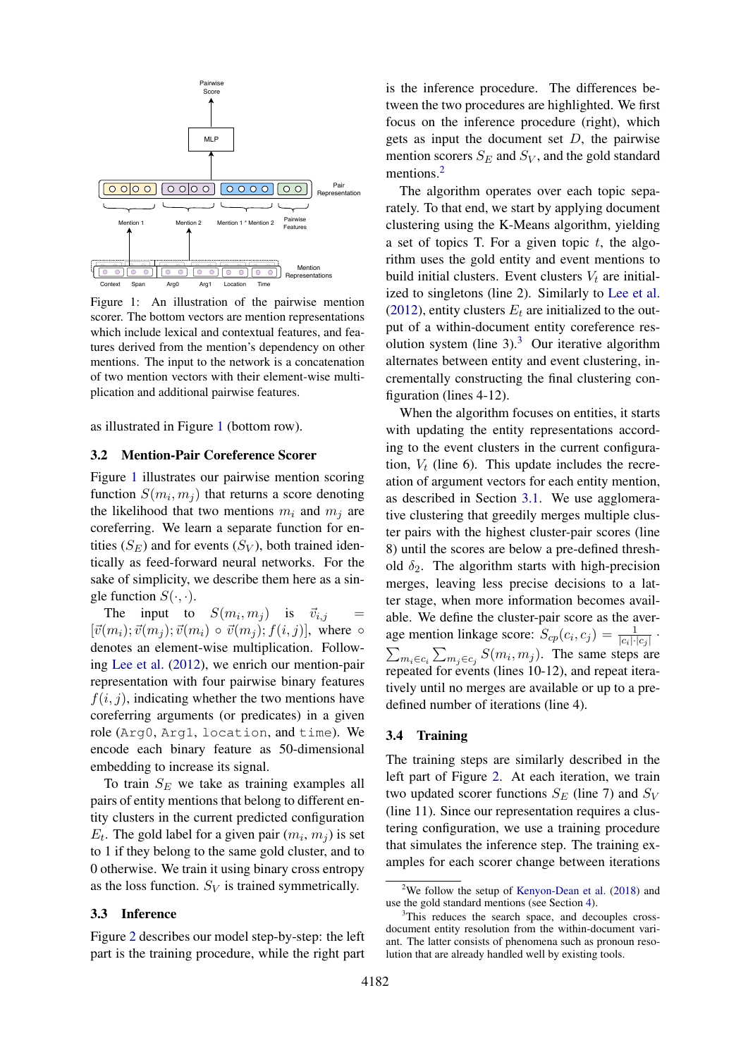Figure 1: An illustration of the pairwise mention scorer. The bottom vectors are mention representations which include lexical and contextual features, and features derived from the mention's dependency on other mentions. The input to the network is a concatenation of two mention vectors with their element-wise multiplication and additional pairwise features.

as illustrated in Figure 1 (bottom row).

### 3.2 Mention-Pair Coreference Scorer

Figure 1 illustrates our pairwise mention scoring function $S(m_i, m_j)$ that returns a score denoting the likelihood that two mentions $m_i$ and $m_j$ are coreferring. We learn a separate function for entities ($S_E$) and for events ($S_V$), both trained identically as feed-forward neural networks. For the sake of simplicity, we describe them here as a single function $S(\cdot, \cdot)$.

The input to $S(m_i, m_j)$ is $\vec{v}_{i,j} = [\vec{v}(m_i); \vec{v}(m_j); \vec{v}(m_i) \circ \vec{v}(m_j); f(i,j)]$, where $\circ$ denotes an element-wise multiplication. Following Lee et al. (2012), we enrich our mention-pair representation with four pairwise binary features $f(i, j)$, indicating whether the two mentions have coreferring arguments (or predicates) in a given role (Arg0, Arg1, location, and time). We encode each binary feature as 50-dimensional embedding to increase its signal.

To train $S_E$ we take as training examples all pairs of entity mentions that belong to different entity clusters in the current predicted configuration $E_t$. The gold label for a given pair $(m_i, m_j)$ is set to 1 if they belong to the same gold cluster, and to 0 otherwise. We train it using binary cross entropy as the loss function. $S_V$ is trained symmetrically.

### 3.3 Inference

Figure 2 describes our model step-by-step: the left part is the training procedure, while the right part is the inference procedure. The differences between the two procedures are highlighted. We first focus on the inference procedure (right), which gets as input the document set $D$, the pairwise mention scorers $S_E$ and $S_V$, and the gold standard mentions.[2]

The algorithm operates over each topic separately. To that end, we start by applying document clustering using the K-Means algorithm, yielding a set of topics T. For a given topic $t$, the algorithm uses the gold entity and event mentions to build initial clusters. Event clusters $V_t$ are initialized to singletons (line 2). Similarly to Lee et al. (2012), entity clusters $E_t$ are initialized to the output of a within-document entity coreference resolution system (line 3).[3] Our iterative algorithm alternates between entity and event clustering, incrementally constructing the final clustering configuration (lines 4-12).

When the algorithm focuses on entities, it starts with updating the entity representations according to the event clusters in the current configuration, $V_t$ (line 6). This update includes the recreation of argument vectors for each entity mention, as described in Section 3.1. We use agglomerative clustering that greedily merges multiple cluster pairs with the highest cluster-pair scores (line 8) until the scores are below a pre-defined threshold $\delta_2$. The algorithm starts with high-precision merges, leaving less precise decisions to a latter stage, when more information becomes available. We define the cluster-pair score as the average mention linkage score: $S_{cp}(c_i, c_j) = \frac{1}{|c_i| \cdot |c_j|} \cdot \sum_{m_i \in c_i} \sum_{m_j \in c_j} S(m_i, m_j)$. The same steps are repeated for events (lines 10-12), and repeat iteratively until no merges are available or up to a predefined number of iterations (line 4).

### 3.4 Training

The training steps are similarly described in the left part of Figure 2. At each iteration, we train two updated scorer functions $S_E$ (line 7) and $S_V$ (line 11). Since our representation requires a clustering configuration, we use a training procedure that simulates the inference step. The training examples for each scorer change between iterations

[2] We follow the setup of Kenyon-Dean et al. (2018) and use the gold standard mentions (see Section 4).

[3] This reduces the search space, and decouples cross-document entity resolution from the within-document variant. The latter consists of phenomena such as pronoun resolution that are already handled well by existing tools.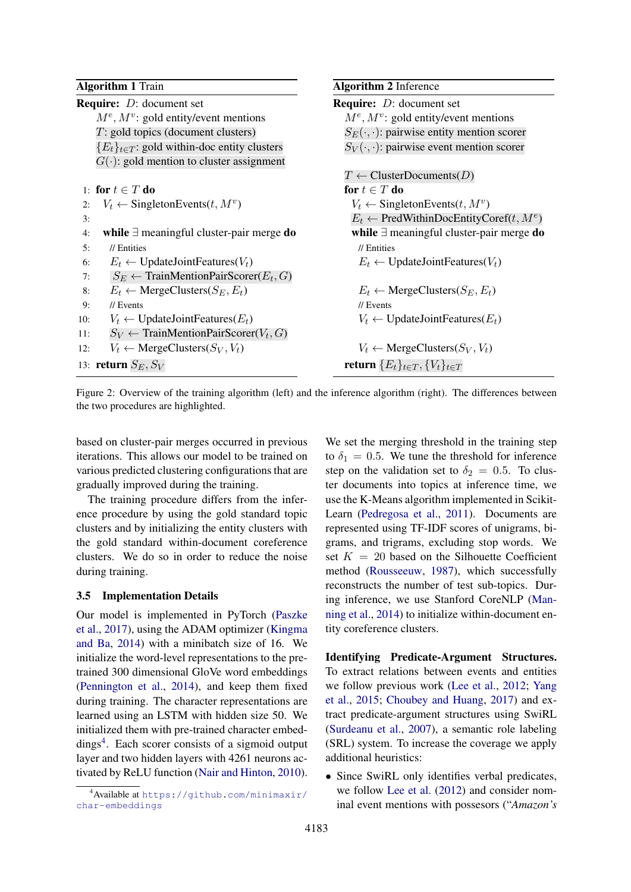**Algorithm 1** Train

**Require:** $D$: document set
$M^e, M^v$: gold entity/event mentions
$T$: gold topics (document clusters)
$\{E_t\}_{t \in T}$: gold within-doc entity clusters
$G(\cdot)$: gold mention to cluster assignment

```
1:  for t ∈ T do
2:    V_t ← SingletonEvents(t, M^v)
3:
4:    while ∃ meaningful cluster-pair merge do
5:      // Entities
6:      E_t ← UpdateJointFeatures(V_t)
7:      S_E ← TrainMentionPairScorer(E_t, G)
8:      E_t ← MergeClusters(S_E, E_t)
9:      // Events
10:     V_t ← UpdateJointFeatures(E_t)
11:     S_V ← TrainMentionPairScorer(V_t, G)
12:     V_t ← MergeClusters(S_V, V_t)
13: return S_E, S_V
```

**Algorithm 2** Inference

**Require:** $D$: document set
$M^e, M^v$: gold entity/event mentions
$S_E(\cdot,\cdot)$: pairwise entity mention scorer
$S_V(\cdot,\cdot)$: pairwise event mention scorer

```
T ← ClusterDocuments(D)
for t ∈ T do
  V_t ← SingletonEvents(t, M^v)
  E_t ← PredWithinDocEntityCoref(t, M^e)
  while ∃ meaningful cluster-pair merge do
    // Entities
    E_t ← UpdateJointFeatures(V_t)

    E_t ← MergeClusters(S_E, E_t)
    // Events
    V_t ← UpdateJointFeatures(E_t)

    V_t ← MergeClusters(S_V, V_t)
return {E_t}_{t∈T}, {V_t}_{t∈T}
```

Figure 2: Overview of the training algorithm (left) and the inference algorithm (right). The differences between the two procedures are highlighted.

based on cluster-pair merges occurred in previous iterations. This allows our model to be trained on various predicted clustering configurations that are gradually improved during the training.

The training procedure differs from the inference procedure by using the gold standard topic clusters and by initializing the entity clusters with the gold standard within-document coreference clusters. We do so in order to reduce the noise during training.

### 3.5 Implementation Details

Our model is implemented in PyTorch (Paszke et al., 2017), using the ADAM optimizer (Kingma and Ba, 2014) with a minibatch size of 16. We initialize the word-level representations to the pre-trained 300 dimensional GloVe word embeddings (Pennington et al., 2014), and keep them fixed during training. The character representations are learned using an LSTM with hidden size 50. We initialized them with pre-trained character embeddings[4]. Each scorer consists of a sigmoid output layer and two hidden layers with 4261 neurons activated by ReLU function (Nair and Hinton, 2010).

[4] Available at https://github.com/minimaxir/char-embeddings

We set the merging threshold in the training step to $\delta_1 = 0.5$. We tune the threshold for inference step on the validation set to $\delta_2 = 0.5$. To cluster documents into topics at inference time, we use the K-Means algorithm implemented in Scikit-Learn (Pedregosa et al., 2011). Documents are represented using TF-IDF scores of unigrams, bigrams, and trigrams, excluding stop words. We set $K = 20$ based on the Silhouette Coefficient method (Rousseeuw, 1987), which successfully reconstructs the number of test sub-topics. During inference, we use Stanford CoreNLP (Manning et al., 2014) to initialize within-document entity coreference clusters.

**Identifying Predicate-Argument Structures.** To extract relations between events and entities we follow previous work (Lee et al., 2012; Yang et al., 2015; Choubey and Huang, 2017) and extract predicate-argument structures using SwiRL (Surdeanu et al., 2007), a semantic role labeling (SRL) system. To increase the coverage we apply additional heuristics:

- Since SwiRL only identifies verbal predicates, we follow Lee et al. (2012) and consider nominal event mentions with possesors ("*Amazon's*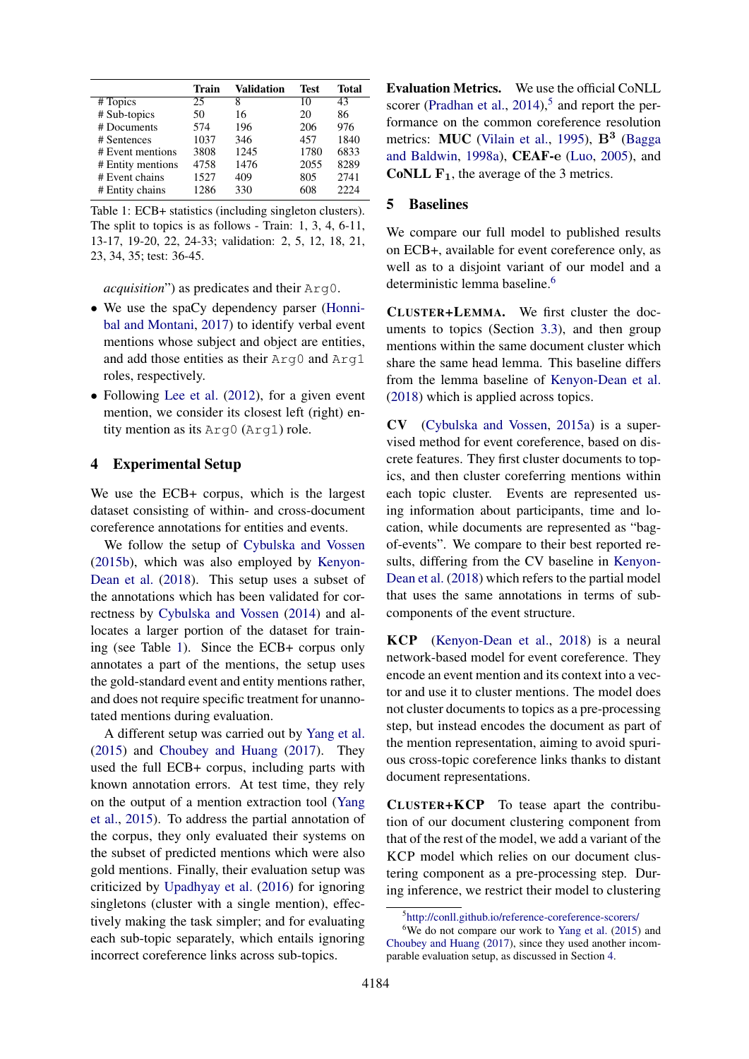|  | Train | Validation | Test | Total |
|---|---|---|---|---|
| # Topics | 25 | 8 | 10 | 43 |
| # Sub-topics | 50 | 16 | 20 | 86 |
| # Documents | 574 | 196 | 206 | 976 |
| # Sentences | 1037 | 346 | 457 | 1840 |
| # Event mentions | 3808 | 1245 | 1780 | 6833 |
| # Entity mentions | 4758 | 1476 | 2055 | 8289 |
| # Event chains | 1527 | 409 | 805 | 2741 |
| # Entity chains | 1286 | 330 | 608 | 2224 |

Table 1: ECB+ statistics (including singleton clusters). The split to topics is as follows - Train: 1, 3, 4, 6-11, 13-17, 19-20, 22, 24-33; validation: 2, 5, 12, 18, 21, 23, 34, 35; test: 36-45.

*acquisition*") as predicates and their Arg0.

- We use the spaCy dependency parser (Honnibal and Montani, 2017) to identify verbal event mentions whose subject and object are entities, and add those entities as their Arg0 and Arg1 roles, respectively.
- Following Lee et al. (2012), for a given event mention, we consider its closest left (right) entity mention as its Arg0 (Arg1) role.

## 4 Experimental Setup

We use the ECB+ corpus, which is the largest dataset consisting of within- and cross-document coreference annotations for entities and events.

We follow the setup of Cybulska and Vossen (2015b), which was also employed by Kenyon-Dean et al. (2018). This setup uses a subset of the annotations which has been validated for correctness by Cybulska and Vossen (2014) and allocates a larger portion of the dataset for training (see Table 1). Since the ECB+ corpus only annotates a part of the mentions, the setup uses the gold-standard event and entity mentions rather, and does not require specific treatment for unannotated mentions during evaluation.

A different setup was carried out by Yang et al. (2015) and Choubey and Huang (2017). They used the full ECB+ corpus, including parts with known annotation errors. At test time, they rely on the output of a mention extraction tool (Yang et al., 2015). To address the partial annotation of the corpus, they only evaluated their systems on the subset of predicted mentions which were also gold mentions. Finally, their evaluation setup was criticized by Upadhyay et al. (2016) for ignoring singletons (cluster with a single mention), effectively making the task simpler; and for evaluating each sub-topic separately, which entails ignoring incorrect coreference links across sub-topics.

**Evaluation Metrics.** We use the official CoNLL scorer (Pradhan et al., 2014),[5] and report the performance on the common coreference resolution metrics: **MUC** (Vilain et al., 1995), $\mathbf{B^3}$ (Bagga and Baldwin, 1998a), **CEAF-e** (Luo, 2005), and **CoNLL** $\mathbf{F_1}$, the average of the 3 metrics.

## 5 Baselines

We compare our full model to published results on ECB+, available for event coreference only, as well as to a disjoint variant of our model and a deterministic lemma baseline.[6]

**CLUSTER+LEMMA.** We first cluster the documents to topics (Section 3.3), and then group mentions within the same document cluster which share the same head lemma. This baseline differs from the lemma baseline of Kenyon-Dean et al. (2018) which is applied across topics.

**CV** (Cybulska and Vossen, 2015a) is a supervised method for event coreference, based on discrete features. They first cluster documents to topics, and then cluster coreferring mentions within each topic cluster. Events are represented using information about participants, time and location, while documents are represented as "bag-of-events". We compare to their best reported results, differing from the CV baseline in Kenyon-Dean et al. (2018) which refers to the partial model that uses the same annotations in terms of sub-components of the event structure.

**KCP** (Kenyon-Dean et al., 2018) is a neural network-based model for event coreference. They encode an event mention and its context into a vector and use it to cluster mentions. The model does not cluster documents to topics as a pre-processing step, but instead encodes the document as part of the mention representation, aiming to avoid spurious cross-topic coreference links thanks to distant document representations.

**CLUSTER+KCP** To tease apart the contribution of our document clustering component from that of the rest of the model, we add a variant of the KCP model which relies on our document clustering component as a pre-processing step. During inference, we restrict their model to clustering

[5] http://conll.github.io/reference-coreference-scorers/

[6] We do not compare our work to Yang et al. (2015) and Choubey and Huang (2017), since they used another incomparable evaluation setup, as discussed in Section 4.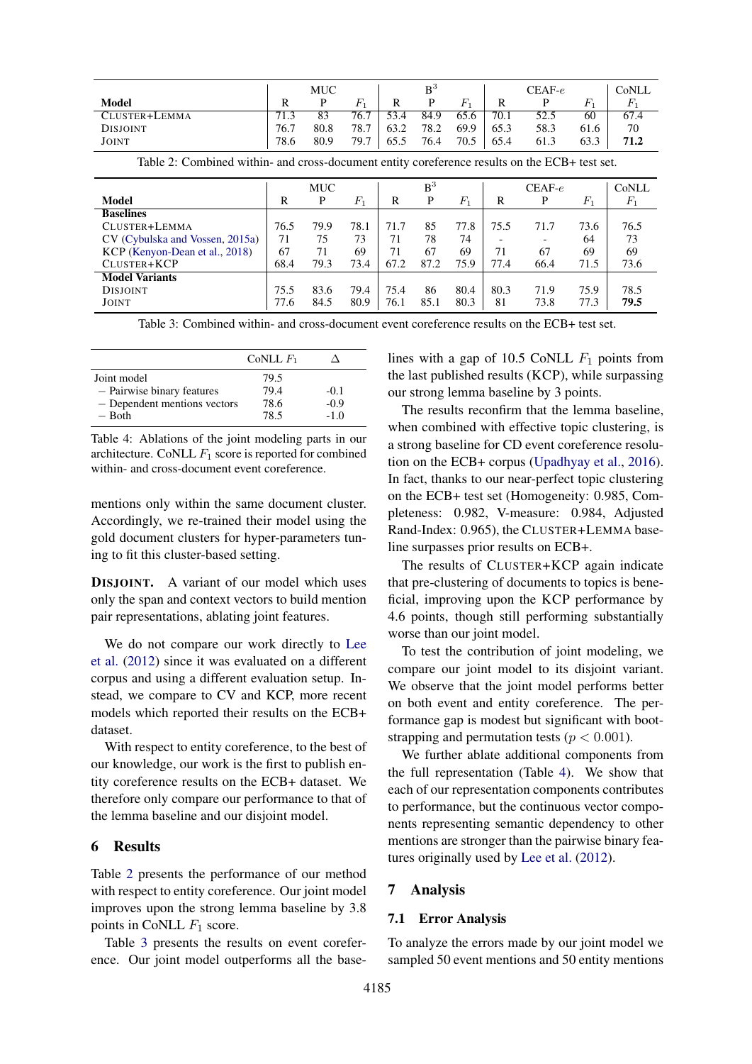| Model | MUC | | | $B^3$ | | | CEAF-$e$ | | | CoNLL |
|---|---|---|---|---|---|---|---|---|---|---|
| | R | P | $F_1$ | R | P | $F_1$ | R | P | $F_1$ | $F_1$ |
| CLUSTER+LEMMA | 71.3 | 83 | 76.7 | 53.4 | 84.9 | 65.6 | 70.1 | 52.5 | 60 | 67.4 |
| DISJOINT | 76.7 | 80.8 | 78.7 | 63.2 | 78.2 | 69.9 | 65.3 | 58.3 | 61.6 | 70 |
| JOINT | 78.6 | 80.9 | 79.7 | 65.5 | 76.4 | 70.5 | 65.4 | 61.3 | 63.3 | **71.2** |

Table 2: Combined within- and cross-document entity coreference results on the ECB+ test set.

| Model | MUC | | | $B^3$ | | | CEAF-$e$ | | | CoNLL |
|---|---|---|---|---|---|---|---|---|---|---|
| | R | P | $F_1$ | R | P | $F_1$ | R | P | $F_1$ | $F_1$ |
| **Baselines** | | | | | | | | | | |
| CLUSTER+LEMMA | 76.5 | 79.9 | 78.1 | 71.7 | 85 | 77.8 | 75.5 | 71.7 | 73.6 | 76.5 |
| CV (Cybulska and Vossen, 2015a) | 71 | 75 | 73 | 71 | 78 | 74 | - | - | 64 | 73 |
| KCP (Kenyon-Dean et al., 2018) | 67 | 71 | 69 | 71 | 67 | 69 | 71 | 67 | 69 | 69 |
| CLUSTER+KCP | 68.4 | 79.3 | 73.4 | 67.2 | 87.2 | 75.9 | 77.4 | 66.4 | 71.5 | 73.6 |
| **Model Variants** | | | | | | | | | | |
| DISJOINT | 75.5 | 83.6 | 79.4 | 75.4 | 86 | 80.4 | 80.3 | 71.9 | 75.9 | 78.5 |
| JOINT | 77.6 | 84.5 | 80.9 | 76.1 | 85.1 | 80.3 | 81 | 73.8 | 77.3 | **79.5** |

Table 3: Combined within- and cross-document event coreference results on the ECB+ test set.

| | CoNLL $F_1$ | $\Delta$ |
|---|---|---|
| Joint model | 79.5 | |
| – Pairwise binary features | 79.4 | -0.1 |
| – Dependent mentions vectors | 78.6 | -0.9 |
| – Both | 78.5 | -1.0 |

Table 4: Ablations of the joint modeling parts in our architecture. CoNLL $F_1$ score is reported for combined within- and cross-document event coreference.

mentions only within the same document cluster. Accordingly, we re-trained their model using the gold document clusters for hyper-parameters tuning to fit this cluster-based setting.

**DISJOINT.** A variant of our model which uses only the span and context vectors to build mention pair representations, ablating joint features.

We do not compare our work directly to Lee et al. (2012) since it was evaluated on a different corpus and using a different evaluation setup. Instead, we compare to CV and KCP, more recent models which reported their results on the ECB+ dataset.

With respect to entity coreference, to the best of our knowledge, our work is the first to publish entity coreference results on the ECB+ dataset. We therefore only compare our performance to that of the lemma baseline and our disjoint model.

## 6 Results

Table 2 presents the performance of our method with respect to entity coreference. Our joint model improves upon the strong lemma baseline by 3.8 points in CoNLL $F_1$ score.

Table 3 presents the results on event coreference. Our joint model outperforms all the baselines with a gap of 10.5 CoNLL $F_1$ points from the last published results (KCP), while surpassing our strong lemma baseline by 3 points.

The results reconfirm that the lemma baseline, when combined with effective topic clustering, is a strong baseline for CD event coreference resolution on the ECB+ corpus (Upadhyay et al., 2016). In fact, thanks to our near-perfect topic clustering on the ECB+ test set (Homogeneity: 0.985, Completeness: 0.982, V-measure: 0.984, Adjusted Rand-Index: 0.965), the CLUSTER+LEMMA baseline surpasses prior results on ECB+.

The results of CLUSTER+KCP again indicate that pre-clustering of documents to topics is beneficial, improving upon the KCP performance by 4.6 points, though still performing substantially worse than our joint model.

To test the contribution of joint modeling, we compare our joint model to its disjoint variant. We observe that the joint model performs better on both event and entity coreference. The performance gap is modest but significant with bootstrapping and permutation tests ($p < 0.001$).

We further ablate additional components from the full representation (Table 4). We show that each of our representation components contributes to performance, but the continuous vector components representing semantic dependency to other mentions are stronger than the pairwise binary features originally used by Lee et al. (2012).

## 7 Analysis

### 7.1 Error Analysis

To analyze the errors made by our joint model we sampled 50 event mentions and 50 entity mentions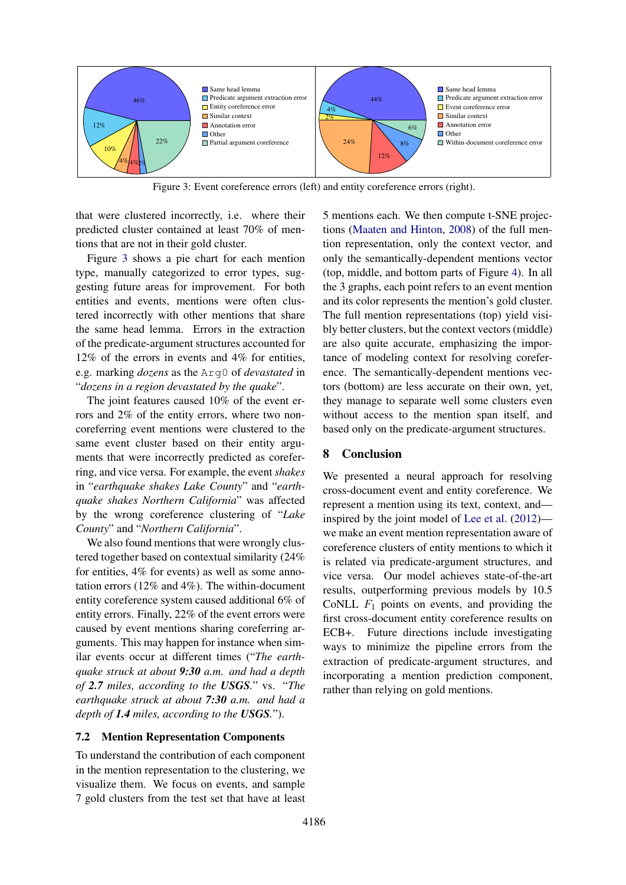Figure 3: Event coreference errors (left) and entity coreference errors (right).

that were clustered incorrectly, i.e. where their predicted cluster contained at least 70% of mentions that are not in their gold cluster.

Figure 3 shows a pie chart for each mention type, manually categorized to error types, suggesting future areas for improvement. For both entities and events, mentions were often clustered incorrectly with other mentions that share the same head lemma. Errors in the extraction of the predicate-argument structures accounted for 12% of the errors in events and 4% for entities, e.g. marking *dozens* as the `Arg0` of *devastated* in "*dozens in a region devastated by the quake*".

The joint features caused 10% of the event errors and 2% of the entity errors, where two non-coreferring event mentions were clustered to the same event cluster based on their entity arguments that were incorrectly predicted as coreferring, and vice versa. For example, the event *shakes* in "*earthquake shakes Lake County*" and "*earthquake shakes Northern California*" was affected by the wrong coreference clustering of "*Lake County*" and "*Northern California*".

We also found mentions that were wrongly clustered together based on contextual similarity (24% for entities, 4% for events) as well as some annotation errors (12% and 4%). The within-document entity coreference system caused additional 6% of entity errors. Finally, 22% of the event errors were caused by event mentions sharing coreferring arguments. This may happen for instance when similar events occur at different times ("*The earthquake struck at about **9:30** a.m. and had a depth of **2.7** miles, according to the **USGS**.*" vs. "*The earthquake struck at about **7:30** a.m. and had a depth of **1.4** miles, according to the **USGS**.*").

### 7.2 Mention Representation Components

To understand the contribution of each component in the mention representation to the clustering, we visualize them. We focus on events, and sample 7 gold clusters from the test set that have at least 5 mentions each. We then compute t-SNE projections (Maaten and Hinton, 2008) of the full mention representation, only the context vector, and only the semantically-dependent mentions vector (top, middle, and bottom parts of Figure 4). In all the 3 graphs, each point refers to an event mention and its color represents the mention's gold cluster. The full mention representations (top) yield visibly better clusters, but the context vectors (middle) are also quite accurate, emphasizing the importance of modeling context for resolving coreference. The semantically-dependent mentions vectors (bottom) are less accurate on their own, yet, they manage to separate well some clusters even without access to the mention span itself, and based only on the predicate-argument structures.

## 8 Conclusion

We presented a neural approach for resolving cross-document event and entity coreference. We represent a mention using its text, context, and—inspired by the joint model of Lee et al. (2012)—we make an event mention representation aware of coreference clusters of entity mentions to which it is related via predicate-argument structures, and vice versa. Our model achieves state-of-the-art results, outperforming previous models by 10.5 CoNLL $F_1$ points on events, and providing the first cross-document entity coreference results on ECB+. Future directions include investigating ways to minimize the pipeline errors from the extraction of predicate-argument structures, and incorporating a mention prediction component, rather than relying on gold mentions.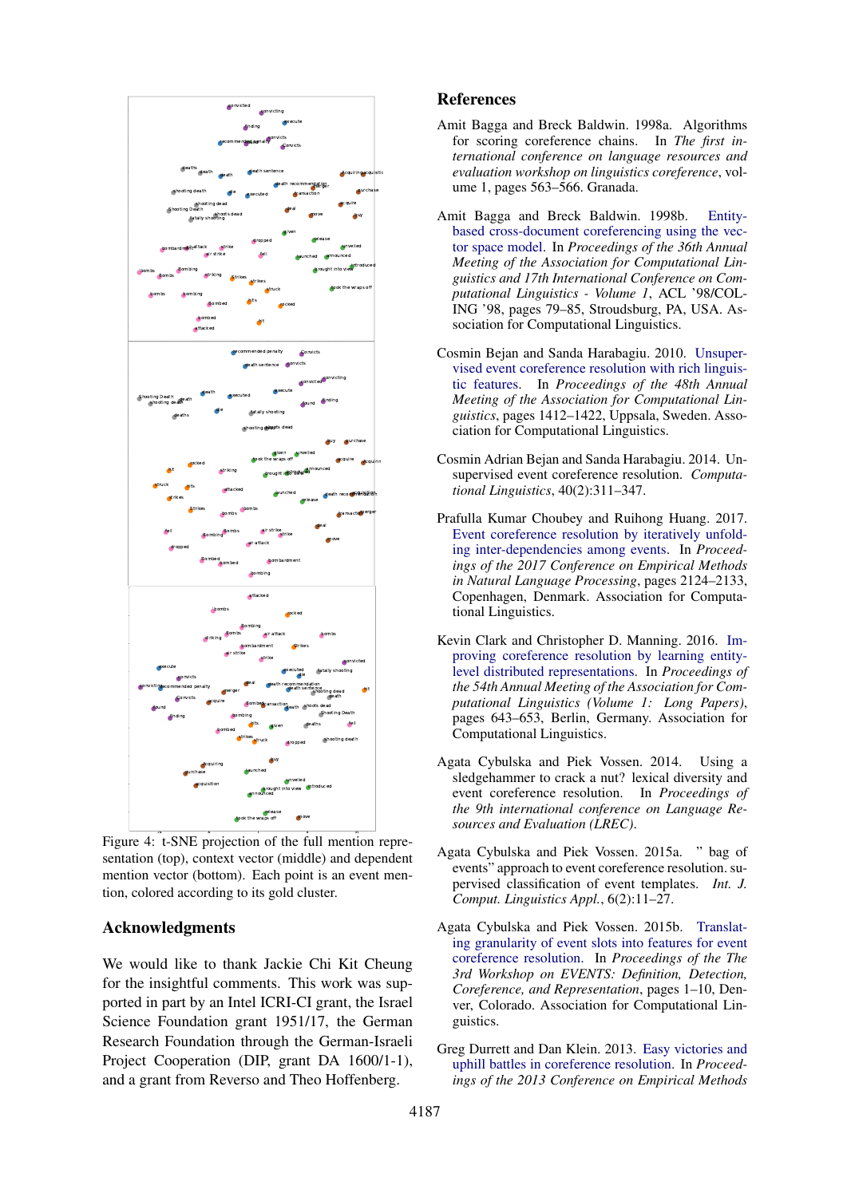Figure 4: t-SNE projection of the full mention representation (top), context vector (middle) and dependent mention vector (bottom). Each point is an event mention, colored according to its gold cluster.

## Acknowledgments

We would like to thank Jackie Chi Kit Cheung for the insightful comments. This work was supported in part by an Intel ICRI-CI grant, the Israel Science Foundation grant 1951/17, the German Research Foundation through the German-Israeli Project Cooperation (DIP, grant DA 1600/1-1), and a grant from Reverso and Theo Hoffenberg.

## References

Amit Bagga and Breck Baldwin. 1998a. Algorithms for scoring coreference chains. In *The first international conference on language resources and evaluation workshop on linguistics coreference*, volume 1, pages 563–566. Granada.

Amit Bagga and Breck Baldwin. 1998b. Entity-based cross-document coreferencing using the vector space model. In *Proceedings of the 36th Annual Meeting of the Association for Computational Linguistics and 17th International Conference on Computational Linguistics - Volume 1*, ACL '98/COLING '98, pages 79–85, Stroudsburg, PA, USA. Association for Computational Linguistics.

Cosmin Bejan and Sanda Harabagiu. 2010. Unsupervised event coreference resolution with rich linguistic features. In *Proceedings of the 48th Annual Meeting of the Association for Computational Linguistics*, pages 1412–1422, Uppsala, Sweden. Association for Computational Linguistics.

Cosmin Adrian Bejan and Sanda Harabagiu. 2014. Unsupervised event coreference resolution. *Computational Linguistics*, 40(2):311–347.

Prafulla Kumar Choubey and Ruihong Huang. 2017. Event coreference resolution by iteratively unfolding inter-dependencies among events. In *Proceedings of the 2017 Conference on Empirical Methods in Natural Language Processing*, pages 2124–2133, Copenhagen, Denmark. Association for Computational Linguistics.

Kevin Clark and Christopher D. Manning. 2016. Improving coreference resolution by learning entity-level distributed representations. In *Proceedings of the 54th Annual Meeting of the Association for Computational Linguistics (Volume 1: Long Papers)*, pages 643–653, Berlin, Germany. Association for Computational Linguistics.

Agata Cybulska and Piek Vossen. 2014. Using a sledgehammer to crack a nut? lexical diversity and event coreference resolution. In *Proceedings of the 9th international conference on Language Resources and Evaluation (LREC)*.

Agata Cybulska and Piek Vossen. 2015a. " bag of events" approach to event coreference resolution. supervised classification of event templates. *Int. J. Comput. Linguistics Appl.*, 6(2):11–27.

Agata Cybulska and Piek Vossen. 2015b. Translating granularity of event slots into features for event coreference resolution. In *Proceedings of the The 3rd Workshop on EVENTS: Definition, Detection, Coreference, and Representation*, pages 1–10, Denver, Colorado. Association for Computational Linguistics.

Greg Durrett and Dan Klein. 2013. Easy victories and uphill battles in coreference resolution. In *Proceedings of the 2013 Conference on Empirical Methods*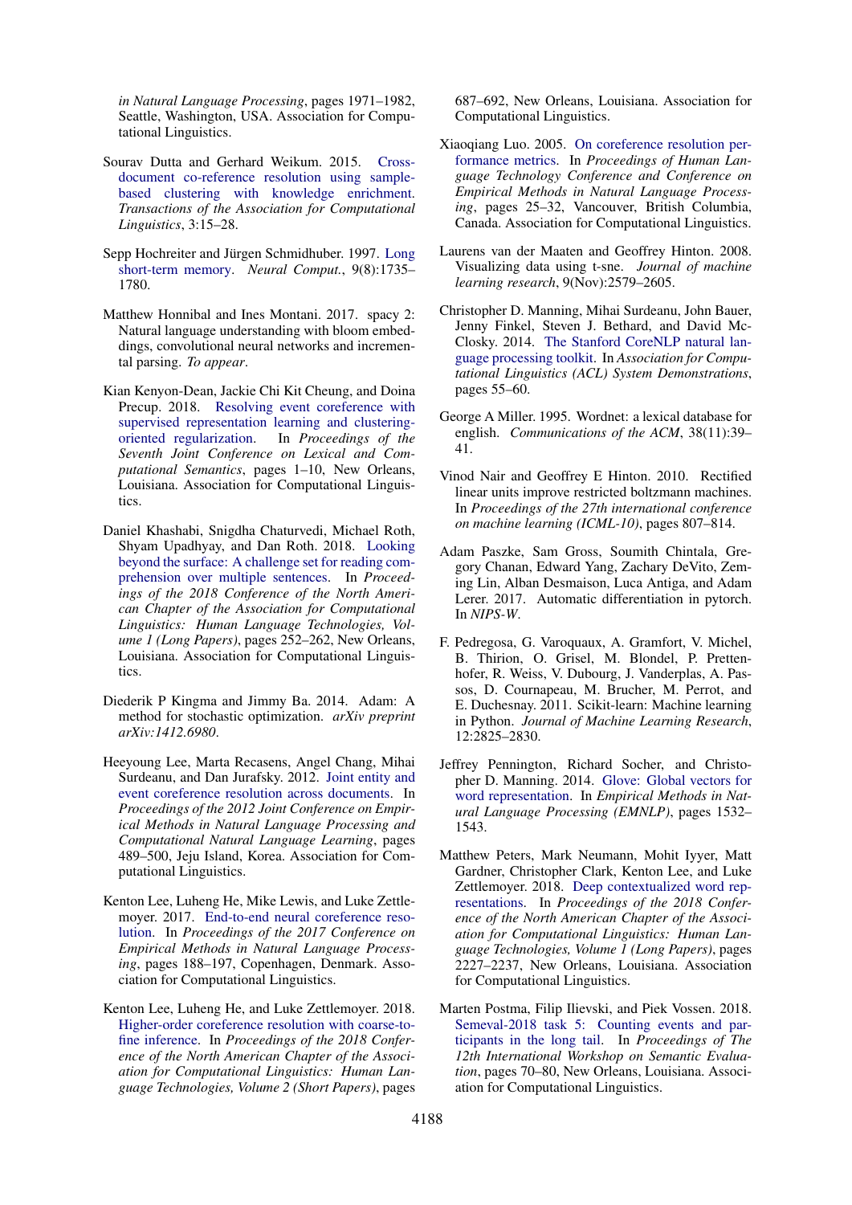in *Natural Language Processing*, pages 1971–1982, Seattle, Washington, USA. Association for Computational Linguistics.

Sourav Dutta and Gerhard Weikum. 2015. Cross-document co-reference resolution using sample-based clustering with knowledge enrichment. *Transactions of the Association for Computational Linguistics*, 3:15–28.

Sepp Hochreiter and Jürgen Schmidhuber. 1997. Long short-term memory. *Neural Comput.*, 9(8):1735–1780.

Matthew Honnibal and Ines Montani. 2017. spacy 2: Natural language understanding with bloom embeddings, convolutional neural networks and incremental parsing. *To appear*.

Kian Kenyon-Dean, Jackie Chi Kit Cheung, and Doina Precup. 2018. Resolving event coreference with supervised representation learning and clustering-oriented regularization. In *Proceedings of the Seventh Joint Conference on Lexical and Computational Semantics*, pages 1–10, New Orleans, Louisiana. Association for Computational Linguistics.

Daniel Khashabi, Snigdha Chaturvedi, Michael Roth, Shyam Upadhyay, and Dan Roth. 2018. Looking beyond the surface: A challenge set for reading comprehension over multiple sentences. In *Proceedings of the 2018 Conference of the North American Chapter of the Association for Computational Linguistics: Human Language Technologies, Volume 1 (Long Papers)*, pages 252–262, New Orleans, Louisiana. Association for Computational Linguistics.

Diederik P Kingma and Jimmy Ba. 2014. Adam: A method for stochastic optimization. *arXiv preprint arXiv:1412.6980*.

Heeyoung Lee, Marta Recasens, Angel Chang, Mihai Surdeanu, and Dan Jurafsky. 2012. Joint entity and event coreference resolution across documents. In *Proceedings of the 2012 Joint Conference on Empirical Methods in Natural Language Processing and Computational Natural Language Learning*, pages 489–500, Jeju Island, Korea. Association for Computational Linguistics.

Kenton Lee, Luheng He, Mike Lewis, and Luke Zettlemoyer. 2017. End-to-end neural coreference resolution. In *Proceedings of the 2017 Conference on Empirical Methods in Natural Language Processing*, pages 188–197, Copenhagen, Denmark. Association for Computational Linguistics.

Kenton Lee, Luheng He, and Luke Zettlemoyer. 2018. Higher-order coreference resolution with coarse-to-fine inference. In *Proceedings of the 2018 Conference of the North American Chapter of the Association for Computational Linguistics: Human Language Technologies, Volume 2 (Short Papers)*, pages 687–692, New Orleans, Louisiana. Association for Computational Linguistics.

Xiaoqiang Luo. 2005. On coreference resolution performance metrics. In *Proceedings of Human Language Technology Conference and Conference on Empirical Methods in Natural Language Processing*, pages 25–32, Vancouver, British Columbia, Canada. Association for Computational Linguistics.

Laurens van der Maaten and Geoffrey Hinton. 2008. Visualizing data using t-sne. *Journal of machine learning research*, 9(Nov):2579–2605.

Christopher D. Manning, Mihai Surdeanu, John Bauer, Jenny Finkel, Steven J. Bethard, and David McClosky. 2014. The Stanford CoreNLP natural language processing toolkit. In *Association for Computational Linguistics (ACL) System Demonstrations*, pages 55–60.

George A Miller. 1995. Wordnet: a lexical database for english. *Communications of the ACM*, 38(11):39–41.

Vinod Nair and Geoffrey E Hinton. 2010. Rectified linear units improve restricted boltzmann machines. In *Proceedings of the 27th international conference on machine learning (ICML-10)*, pages 807–814.

Adam Paszke, Sam Gross, Soumith Chintala, Gregory Chanan, Edward Yang, Zachary DeVito, Zeming Lin, Alban Desmaison, Luca Antiga, and Adam Lerer. 2017. Automatic differentiation in pytorch. In *NIPS-W*.

F. Pedregosa, G. Varoquaux, A. Gramfort, V. Michel, B. Thirion, O. Grisel, M. Blondel, P. Prettenhofer, R. Weiss, V. Dubourg, J. Vanderplas, A. Passos, D. Cournapeau, M. Brucher, M. Perrot, and E. Duchesnay. 2011. Scikit-learn: Machine learning in Python. *Journal of Machine Learning Research*, 12:2825–2830.

Jeffrey Pennington, Richard Socher, and Christopher D. Manning. 2014. Glove: Global vectors for word representation. In *Empirical Methods in Natural Language Processing (EMNLP)*, pages 1532–1543.

Matthew Peters, Mark Neumann, Mohit Iyyer, Matt Gardner, Christopher Clark, Kenton Lee, and Luke Zettlemoyer. 2018. Deep contextualized word representations. In *Proceedings of the 2018 Conference of the North American Chapter of the Association for Computational Linguistics: Human Language Technologies, Volume 1 (Long Papers)*, pages 2227–2237, New Orleans, Louisiana. Association for Computational Linguistics.

Marten Postma, Filip Ilievski, and Piek Vossen. 2018. Semeval-2018 task 5: Counting events and participants in the long tail. In *Proceedings of The 12th International Workshop on Semantic Evaluation*, pages 70–80, New Orleans, Louisiana. Association for Computational Linguistics.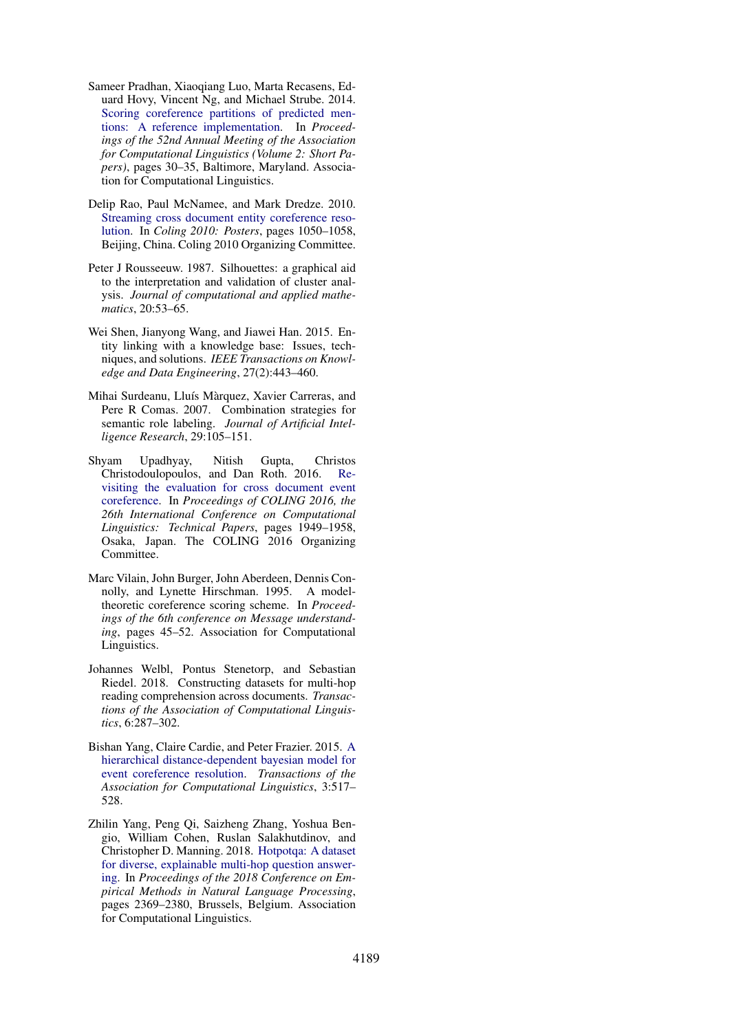Sameer Pradhan, Xiaoqiang Luo, Marta Recasens, Eduard Hovy, Vincent Ng, and Michael Strube. 2014. Scoring coreference partitions of predicted mentions: A reference implementation. In *Proceedings of the 52nd Annual Meeting of the Association for Computational Linguistics (Volume 2: Short Papers)*, pages 30–35, Baltimore, Maryland. Association for Computational Linguistics.

Delip Rao, Paul McNamee, and Mark Dredze. 2010. Streaming cross document entity coreference resolution. In *Coling 2010: Posters*, pages 1050–1058, Beijing, China. Coling 2010 Organizing Committee.

Peter J Rousseeuw. 1987. Silhouettes: a graphical aid to the interpretation and validation of cluster analysis. *Journal of computational and applied mathematics*, 20:53–65.

Wei Shen, Jianyong Wang, and Jiawei Han. 2015. Entity linking with a knowledge base: Issues, techniques, and solutions. *IEEE Transactions on Knowledge and Data Engineering*, 27(2):443–460.

Mihai Surdeanu, Lluís Màrquez, Xavier Carreras, and Pere R Comas. 2007. Combination strategies for semantic role labeling. *Journal of Artificial Intelligence Research*, 29:105–151.

Shyam Upadhyay, Nitish Gupta, Christos Christodoulopoulos, and Dan Roth. 2016. Revisiting the evaluation for cross document event coreference. In *Proceedings of COLING 2016, the 26th International Conference on Computational Linguistics: Technical Papers*, pages 1949–1958, Osaka, Japan. The COLING 2016 Organizing Committee.

Marc Vilain, John Burger, John Aberdeen, Dennis Connolly, and Lynette Hirschman. 1995. A model-theoretic coreference scoring scheme. In *Proceedings of the 6th conference on Message understanding*, pages 45–52. Association for Computational Linguistics.

Johannes Welbl, Pontus Stenetorp, and Sebastian Riedel. 2018. Constructing datasets for multi-hop reading comprehension across documents. *Transactions of the Association of Computational Linguistics*, 6:287–302.

Bishan Yang, Claire Cardie, and Peter Frazier. 2015. A hierarchical distance-dependent bayesian model for event coreference resolution. *Transactions of the Association for Computational Linguistics*, 3:517–528.

Zhilin Yang, Peng Qi, Saizheng Zhang, Yoshua Bengio, William Cohen, Ruslan Salakhutdinov, and Christopher D. Manning. 2018. Hotpotqa: A dataset for diverse, explainable multi-hop question answering. In *Proceedings of the 2018 Conference on Empirical Methods in Natural Language Processing*, pages 2369–2380, Brussels, Belgium. Association for Computational Linguistics.